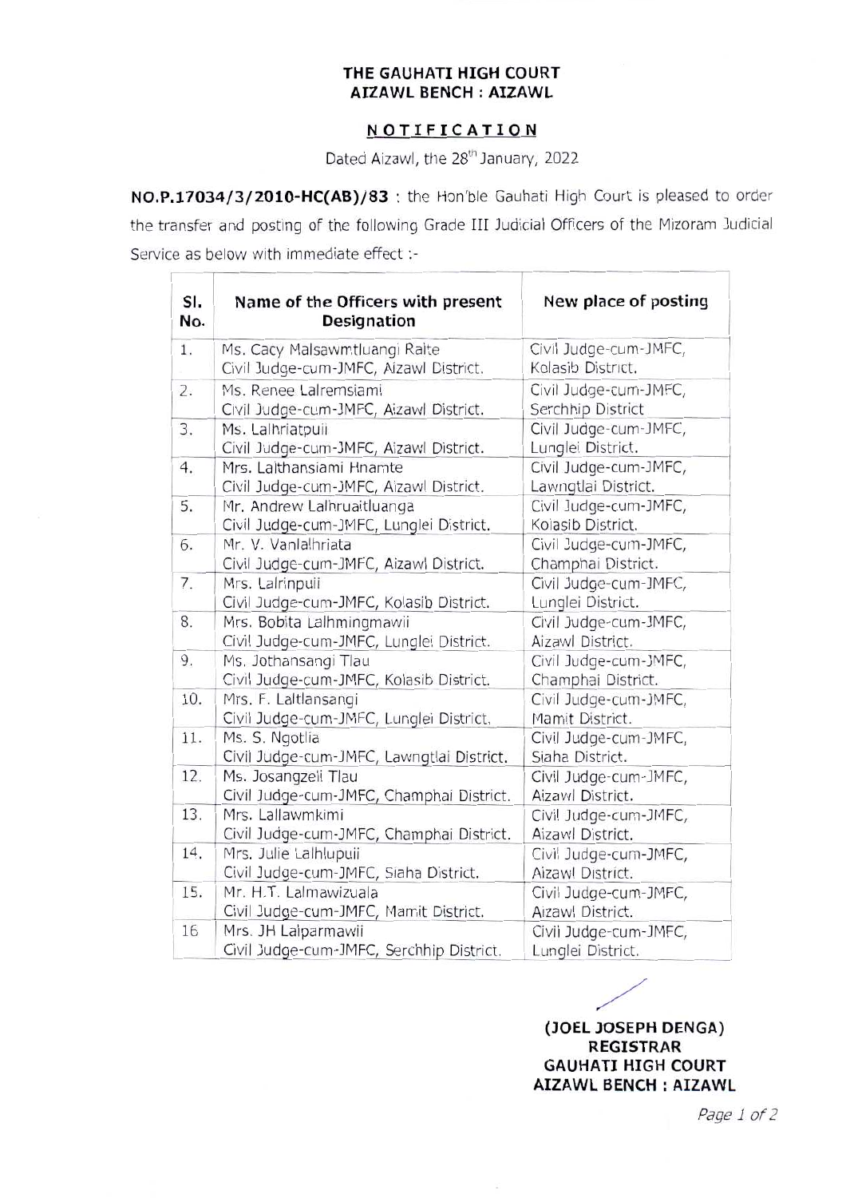**THE GAUHATI HIGH COURT**
**AIZAWL BENCH : AIZAWL**

**NOTIFICATION**

Dated Aizawl, the 28th January, 2022

**NO.P.17034/3/2010-HC(AB)/83** : the Hon'ble Gauhati High Court is pleased to order the transfer and posting of the following Grade III Judicial Officers of the Mizoram Judicial Service as below with immediate effect :-

| Sl. No. | Name of the Officers with present Designation | New place of posting |
|---|---|---|
| 1. | Ms. Cacy Malsawmtluangi Ralte<br>Civil Judge-cum-JMFC, Aizawl District. | Civil Judge-cum-JMFC,<br>Kolasib District. |
| 2. | Ms. Renee Lalremsiami<br>Civil Judge-cum-JMFC, Aizawl District. | Civil Judge-cum-JMFC,<br>Serchhip District |
| 3. | Ms. Lalhriatpuii<br>Civil Judge-cum-JMFC, Aizawl District. | Civil Judge-cum-JMFC,<br>Lunglei District. |
| 4. | Mrs. Lalthansiami Hnamte<br>Civil Judge-cum-JMFC, Aizawl District. | Civil Judge-cum-JMFC,<br>Lawngtlai District. |
| 5. | Mr. Andrew Lalhruaitluanga<br>Civil Judge-cum-JMFC, Lunglei District. | Civil Judge-cum-JMFC,<br>Kolasib District. |
| 6. | Mr. V. Vanlalhriata<br>Civil Judge-cum-JMFC, Aizawl District. | Civil Judge-cum-JMFC,<br>Champhai District. |
| 7. | Mrs. Lalrinpuii<br>Civil Judge-cum-JMFC, Kolasib District. | Civil Judge-cum-JMFC,<br>Lunglei District. |
| 8. | Mrs. Bobita Lalhmingmawii<br>Civil Judge-cum-JMFC, Lunglei District. | Civil Judge-cum-JMFC,<br>Aizawl District. |
| 9. | Ms. Jothansangi Tlau<br>Civil Judge-cum-JMFC, Kolasib District. | Civil Judge-cum-JMFC,<br>Champhai District. |
| 10. | Mrs. F. Laltlansangi<br>Civil Judge-cum-JMFC, Lunglei District. | Civil Judge-cum-JMFC,<br>Mamit District. |
| 11. | Ms. S. Ngotlia<br>Civil Judge-cum-JMFC, Lawngtlai District. | Civil Judge-cum-JMFC,<br>Siaha District. |
| 12. | Ms. Josangzeli Tlau<br>Civil Judge-cum-JMFC, Champhai District. | Civil Judge-cum-JMFC,<br>Aizawl District. |
| 13. | Mrs. Lallawmkimi<br>Civil Judge-cum-JMFC, Champhai District. | Civil Judge-cum-JMFC,<br>Aizawl District. |
| 14. | Mrs. Julie Lalhlupuii<br>Civil Judge-cum-JMFC, Siaha District. | Civil Judge-cum-JMFC,<br>Aizawl District. |
| 15. | Mr. H.T. Lalmawizuala<br>Civil Judge-cum-JMFC, Mamit District. | Civil Judge-cum-JMFC,<br>Aizawl District. |
| 16 | Mrs. JH Lalparmawii<br>Civil Judge-cum-JMFC, Serchhip District. | Civil Judge-cum-JMFC,<br>Lunglei District. |

**(JOEL JOSEPH DENGA)**
**REGISTRAR**
**GAUHATI HIGH COURT**
**AIZAWL BENCH : AIZAWL**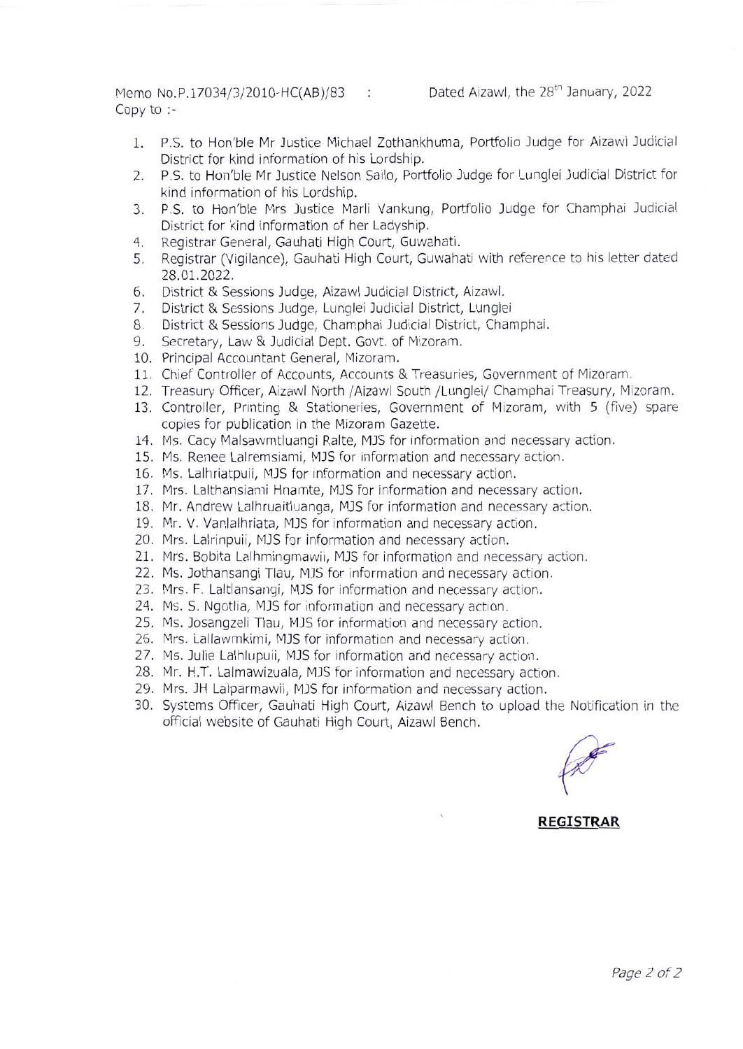Memo No.P.17034/3/2010-HC(AB)/83 : Dated Aizawl, the 28th January, 2022

Copy to :-

1. P.S. to Hon'ble Mr Justice Michael Zothankhuma, Portfolio Judge for Aizawl Judicial District for kind information of his Lordship.
2. P.S. to Hon'ble Mr Justice Nelson Sailo, Portfolio Judge for Lunglei Judicial District for kind information of his Lordship.
3. P.S. to Hon'ble Mrs Justice Marli Vankung, Portfolio Judge for Champhai Judicial District for kind information of her Ladyship.
4. Registrar General, Gauhati High Court, Guwahati.
5. Registrar (Vigilance), Gauhati High Court, Guwahati with reference to his letter dated 28.01.2022.
6. District & Sessions Judge, Aizawl Judicial District, Aizawl.
7. District & Sessions Judge, Lunglei Judicial District, Lunglei
8. District & Sessions Judge, Champhai Judicial District, Champhai.
9. Secretary, Law & Judicial Dept. Govt. of Mizoram.
10. Principal Accountant General, Mizoram.
11. Chief Controller of Accounts, Accounts & Treasuries, Government of Mizoram.
12. Treasury Officer, Aizawl North /Aizawl South /Lunglei/ Champhai Treasury, Mizoram.
13. Controller, Printing & Stationeries, Government of Mizoram, with 5 (five) spare copies for publication in the Mizoram Gazette.
14. Ms. Cacy Malsawmtluangi Ralte, MJS for information and necessary action.
15. Ms. Renee Lalremsiami, MJS for information and necessary action.
16. Ms. Lalhriatpuii, MJS for information and necessary action.
17. Mrs. Lalthansiami Hnamte, MJS for information and necessary action.
18. Mr. Andrew Lalhruaitluanga, MJS for information and necessary action.
19. Mr. V. Vanlalhriata, MJS for information and necessary action.
20. Mrs. Lalrinpuii, MJS for information and necessary action.
21. Mrs. Bobita Lalhmingmawii, MJS for information and necessary action.
22. Ms. Jothansangi Tlau, MJS for information and necessary action.
23. Mrs. F. Laltlansangi, MJS for information and necessary action.
24. Ms. S. Ngotlia, MJS for information and necessary action.
25. Ms. Josangzeli Tlau, MJS for information and necessary action.
26. Mrs. Lallawmkimi, MJS for information and necessary action.
27. Ms. Julie Lalhlupuii, MJS for information and necessary action.
28. Mr. H.T. Lalmawizuala, MJS for information and necessary action.
29. Mrs. JH Lalparmawii, MJS for information and necessary action.
30. Systems Officer, Gauhati High Court, Aizawl Bench to upload the Notification in the official website of Gauhati High Court, Aizawl Bench.

**REGISTRAR**